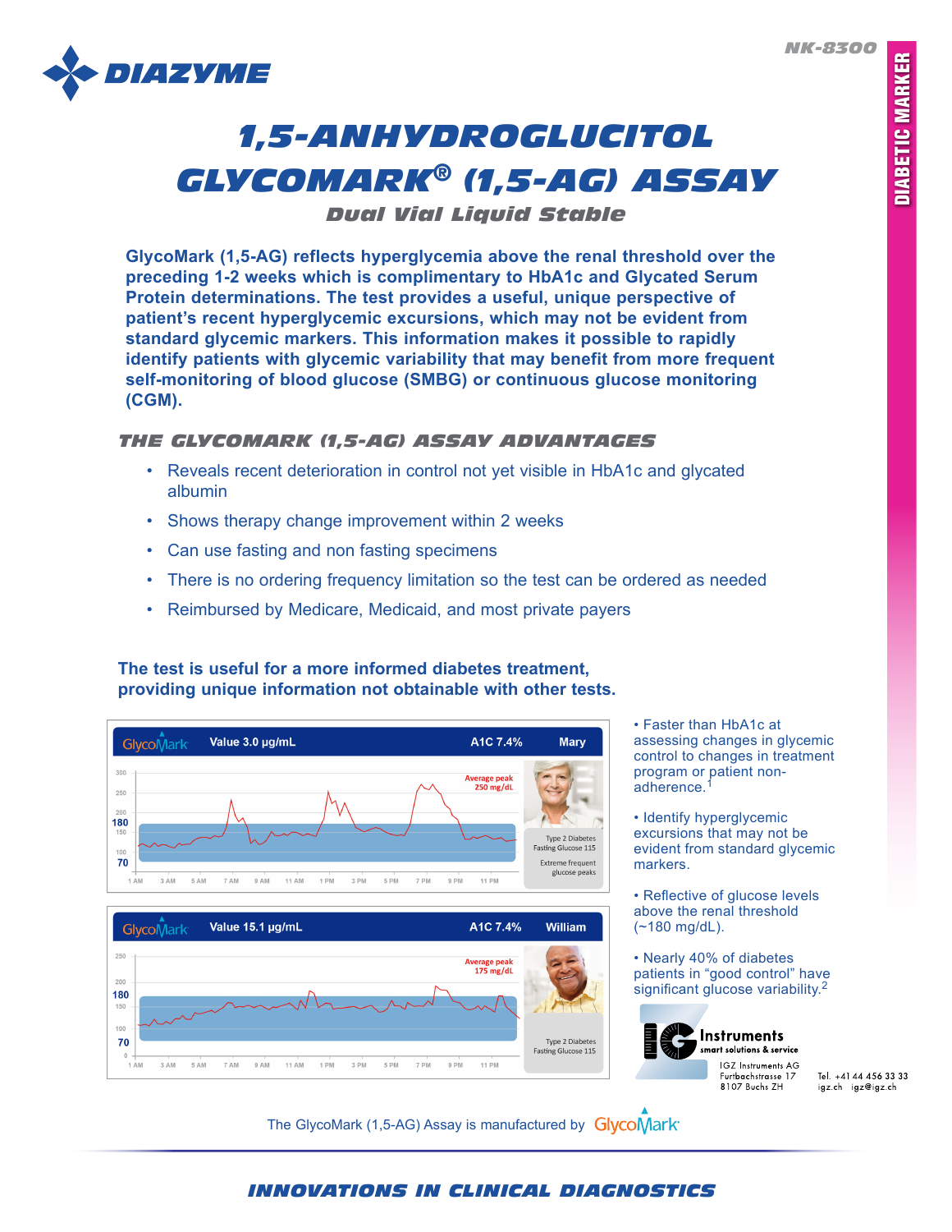NK-8300

DIABETIC MARKER

# 1,5-ANHYDROGLUCITOL GLYCOMARK® (1,5-AG) ASSAY

### Dual Vial Liquid Stable

**GlycoMark (1,5-AG) reflects hyperglycemia above the renal threshold over the preceding 1-2 weeks which is complimentary to HbA1c and Glycated Serum Protein determinations. The test provides a useful, unique perspective of patient's recent hyperglycemic excursions, which may not be evident from standard glycemic markers. This information makes it possible to rapidly identify patients with glycemic variability that may benefit from more frequent self-monitoring of blood glucose (SMBG) or continuous glucose monitoring (CGM).**

## THE GLYCOMARK (1,5-AG) ASSAY ADVANTAGES

- Reveals recent deterioration in control not yet visible in HbA1c and glycated albumin
- Shows therapy change improvement within 2 weeks
- Can use fasting and non fasting specimens
- There is no ordering frequency limitation so the test can be ordered as needed
- Reimbursed by Medicare, Medicaid, and most private payers

**The test is useful for a more informed diabetes treatment, providing unique information not obtainable with other tests.**

GlycoMark | Value 3.0 µg/mL | A1C 7.4% | Mary

Average peak 250 mg/dL

Type 2 Diabetes Fasting Glucose 115

Extreme frequent glucose peaks

GlycoMark | Value 15.1 µg/mL | A1C 7.4% | William

Average peak 175 mg/dL

Type 2 Diabetes Fasting Glucose 115

- Faster than HbA1c at assessing changes in glycemic control to changes in treatment program or patient non-adherence.[1]
- Identify hyperglycemic excursions that may not be evident from standard glycemic markers.
- Reflective of glucose levels above the renal threshold (~180 mg/dL).
- Nearly 40% of diabetes patients in "good control" have significant glucose variability.[2]

Instruments smart solutions & service

IGZ Instruments AG
Furtbachstrasse 17
8107 Buchs ZH

Tel. +41 44 456 33 33
igz.ch igz@igz.ch

The GlycoMark (1,5-AG) Assay is manufactured by GlycoMark

INNOVATIONS IN CLINICAL DIAGNOSTICS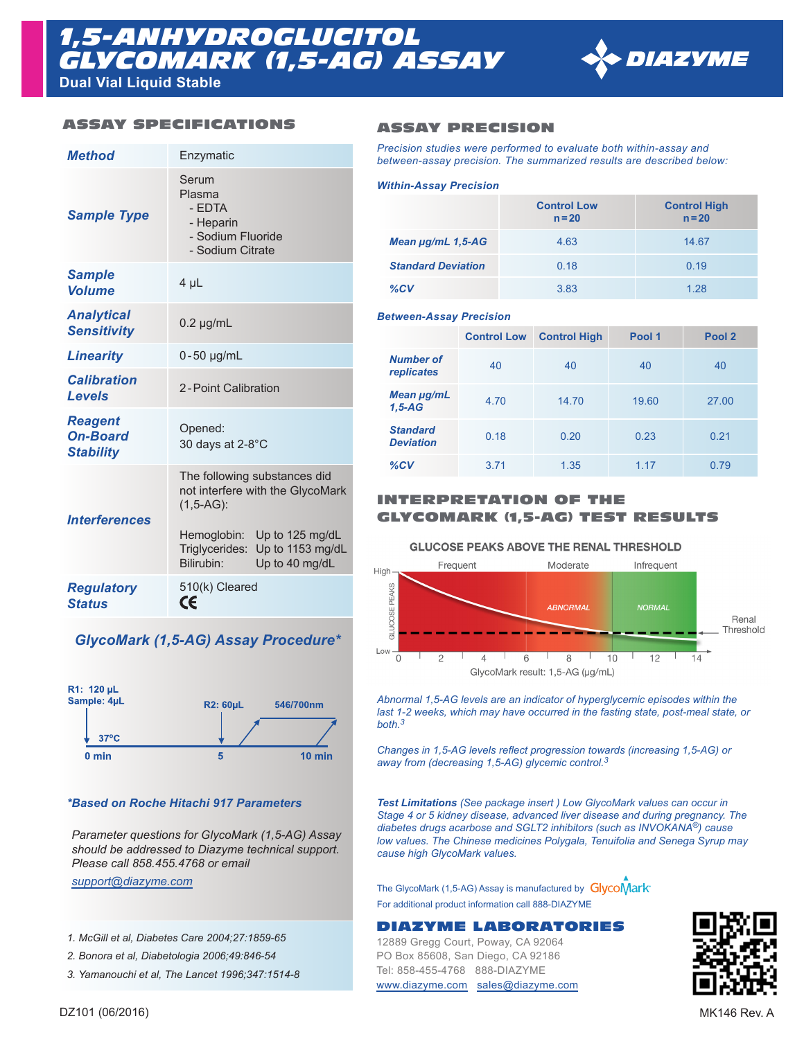# 1,5-ANHYDROGLUCITOL GLYCOMARK (1,5-AG) ASSAY

Dual Vial Liquid Stable

DIAZYME

## ASSAY SPECIFICATIONS

| | |
|---|---|
| ***Method*** | Enzymatic |
| ***Sample Type*** | Serum<br>Plasma<br>- EDTA<br>- Heparin<br>- Sodium Fluoride<br>- Sodium Citrate |
| ***Sample Volume*** | 4 µL |
| ***Analytical Sensitivity*** | 0.2 µg/mL |
| ***Linearity*** | 0-50 µg/mL |
| ***Calibration Levels*** | 2-Point Calibration |
| ***Reagent On-Board Stability*** | Opened:<br>30 days at 2-8°C |
| ***Interferences*** | The following substances did not interfere with the GlycoMark (1,5-AG):<br><br>Hemoglobin: Up to 125 mg/dL<br>Triglycerides: Up to 1153 mg/dL<br>Bilirubin: Up to 40 mg/dL |
| ***Regulatory Status*** | 510(k) Cleared<br>CE |

### *GlycoMark (1,5-AG) Assay Procedure**

R1: 120 µL
Sample: 4µL
37°C
0 min
R2: 60µL
5
546/700nm
10 min

****Based on Roche Hitachi 917 Parameters***

*Parameter questions for GlycoMark (1,5-AG) Assay should be addressed to Diazyme technical support. Please call 858.455.4768 or email* support@diazyme.com

1. *McGill et al, Diabetes Care 2004;27:1859-65*
2. *Bonora et al, Diabetologia 2006;49:846-54*
3. *Yamanouchi et al, The Lancet 1996;347:1514-8*

## ASSAY PRECISION

*Precision studies were performed to evaluate both within-assay and between-assay precision. The summarized results are described below:*

***Within-Assay Precision***

| | Control Low n=20 | Control High n=20 |
|---|---|---|
| ***Mean µg/mL 1,5-AG*** | 4.63 | 14.67 |
| ***Standard Deviation*** | 0.18 | 0.19 |
| ***%CV*** | 3.83 | 1.28 |

***Between-Assay Precision***

| | Control Low | Control High | Pool 1 | Pool 2 |
|---|---|---|---|---|
| ***Number of replicates*** | 40 | 40 | 40 | 40 |
| ***Mean µg/mL 1,5-AG*** | 4.70 | 14.70 | 19.60 | 27.00 |
| ***Standard Deviation*** | 0.18 | 0.20 | 0.23 | 0.21 |
| ***%CV*** | 3.71 | 1.35 | 1.17 | 0.79 |

## INTERPRETATION OF THE GLYCOMARK (1,5-AG) TEST RESULTS

GLUCOSE PEAKS ABOVE THE RENAL THRESHOLD

Frequent
Moderate
Infrequent
High
Low
GLUCOSE PEAKS
ABNORMAL
NORMAL
Renal Threshold
0 2 4 6 8 10 12 14
GlycoMark result: 1,5-AG (µg/mL)

*Abnormal 1,5-AG levels are an indicator of hyperglycemic episodes within the last 1-2 weeks, which may have occurred in the fasting state, post-meal state, or both.[3]*

*Changes in 1,5-AG levels reflect progression towards (increasing 1,5-AG) or away from (decreasing 1,5-AG) glycemic control.[3]*

***Test Limitations*** *(See package insert ) Low GlycoMark values can occur in Stage 4 or 5 kidney disease, advanced liver disease and during pregnancy. The diabetes drugs acarbose and SGLT2 inhibitors (such as INVOKANA®) cause low values. The Chinese medicines Polygala, Tenuifolia and Senega Syrup may cause high GlycoMark values.*

The GlycoMark (1,5-AG) Assay is manufactured by GlycoMark
For additional product information call 888-DIAZYME

## DIAZYME LABORATORIES

12889 Gregg Court, Poway, CA 92064
PO Box 85608, San Diego, CA 92186
Tel: 858-455-4768 888-DIAZYME
www.diazyme.com sales@diazyme.com

DZ101 (06/2016)

MK146 Rev. A